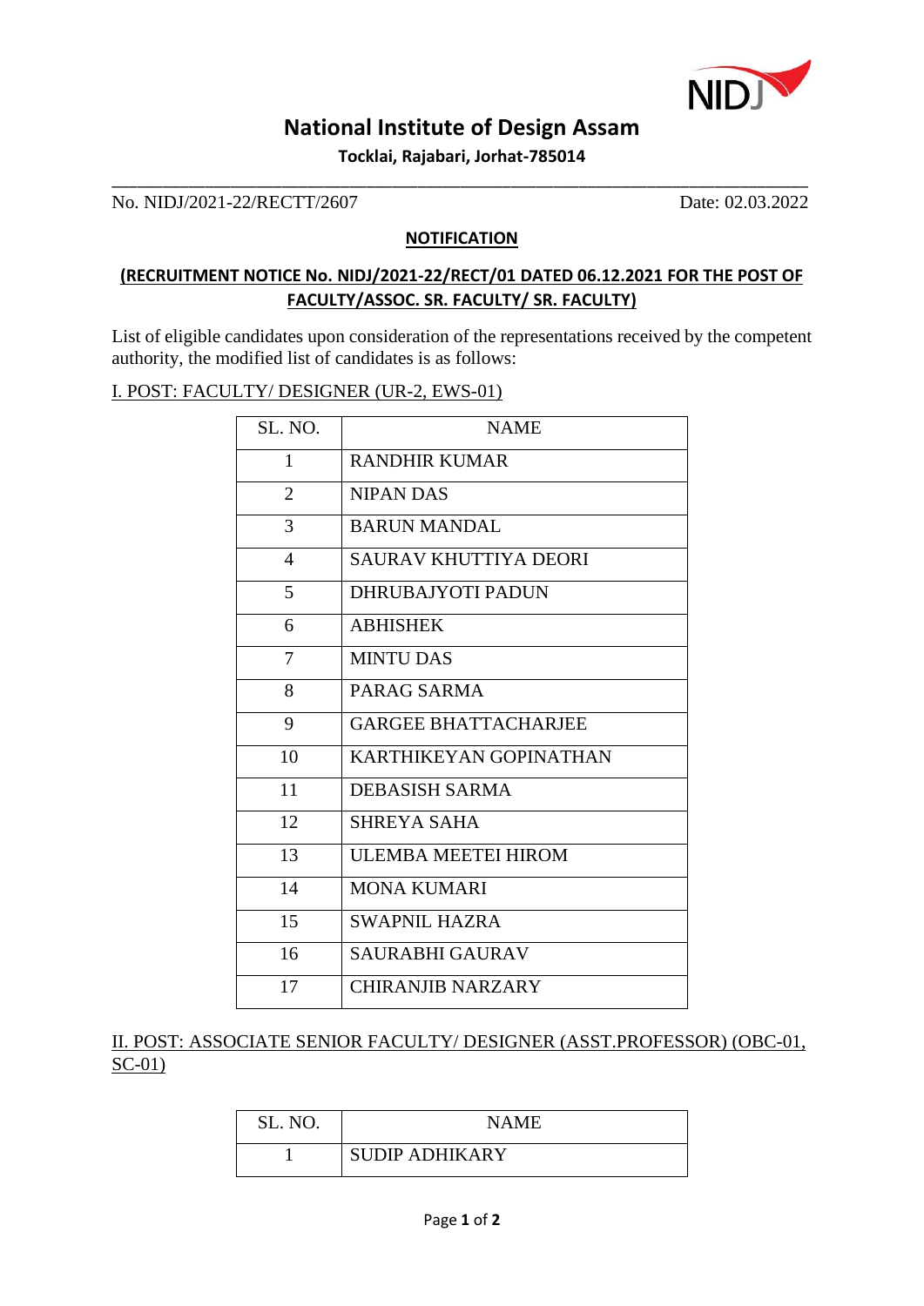# National Institute of Design Assam

**Tocklai, Rajabari, Jorhat-785014**

No. NIDJ/2021-22/RECTT/2607 Date: 02.03.2022

## NOTIFICATION

**(RECRUITMENT NOTICE No. NIDJ/2021-22/RECT/01 DATED 06.12.2021 FOR THE POST OF FACULTY/ASSOC. SR. FACULTY/ SR. FACULTY)**

List of eligible candidates upon consideration of the representations received by the competent authority, the modified list of candidates is as follows:

I. POST: FACULTY/ DESIGNER (UR-2, EWS-01)

| SL. NO. | NAME |
|---|---|
| 1 | RANDHIR KUMAR |
| 2 | NIPAN DAS |
| 3 | BARUN MANDAL |
| 4 | SAURAV KHUTTIYA DEORI |
| 5 | DHRUBAJYOTI PADUN |
| 6 | ABHISHEK |
| 7 | MINTU DAS |
| 8 | PARAG SARMA |
| 9 | GARGEE BHATTACHARJEE |
| 10 | KARTHIKEYAN GOPINATHAN |
| 11 | DEBASISH SARMA |
| 12 | SHREYA SAHA |
| 13 | ULEMBA MEETEI HIROM |
| 14 | MONA KUMARI |
| 15 | SWAPNIL HAZRA |
| 16 | SAURABHI GAURAV |
| 17 | CHIRANJIB NARZARY |

II. POST: ASSOCIATE SENIOR FACULTY/ DESIGNER (ASST.PROFESSOR) (OBC-01, SC-01)

| SL. NO. | NAME |
|---|---|
| 1 | SUDIP ADHIKARY |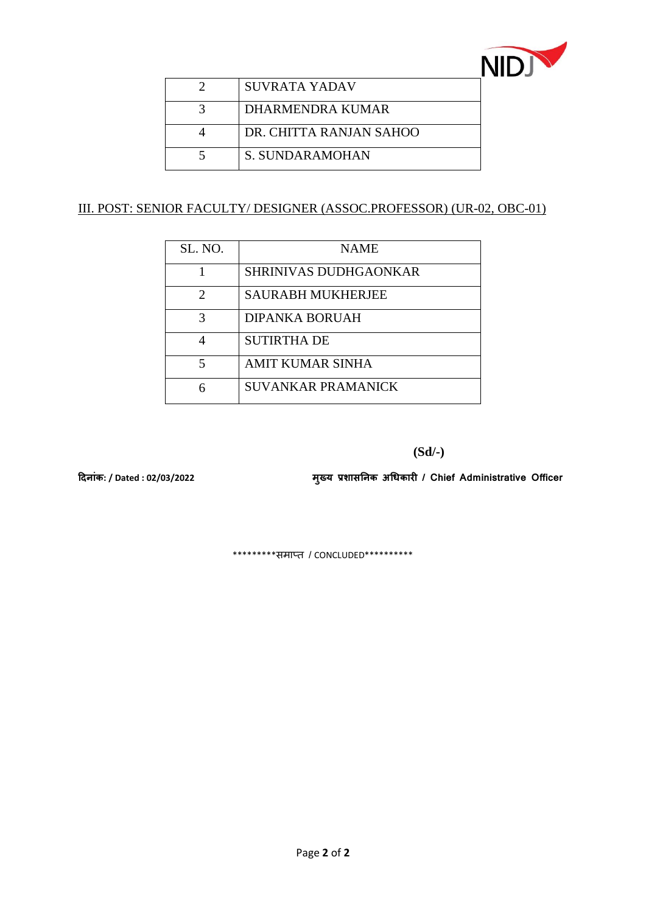| | |
|---|---|
| 2 | SUVRATA YADAV |
| 3 | DHARMENDRA KUMAR |
| 4 | DR. CHITTA RANJAN SAHOO |
| 5 | S. SUNDARAMOHAN |

III. POST: SENIOR FACULTY/ DESIGNER (ASSOC.PROFESSOR) (UR-02, OBC-01)

| SL. NO. | NAME |
|---|---|
| 1 | SHRINIVAS DUDHGAONKAR |
| 2 | SAURABH MUKHERJEE |
| 3 | DIPANKA BORUAH |
| 4 | SUTIRTHA DE |
| 5 | AMIT KUMAR SINHA |
| 6 | SUVANKAR PRAMANICK |

**(Sd/-)**

**दिनांक: / Dated : 02/03/2022**

**मुख्य प्रशासनिक अधिकारी / Chief Administrative Officer**

*********समाप्त / CONCLUDED**********